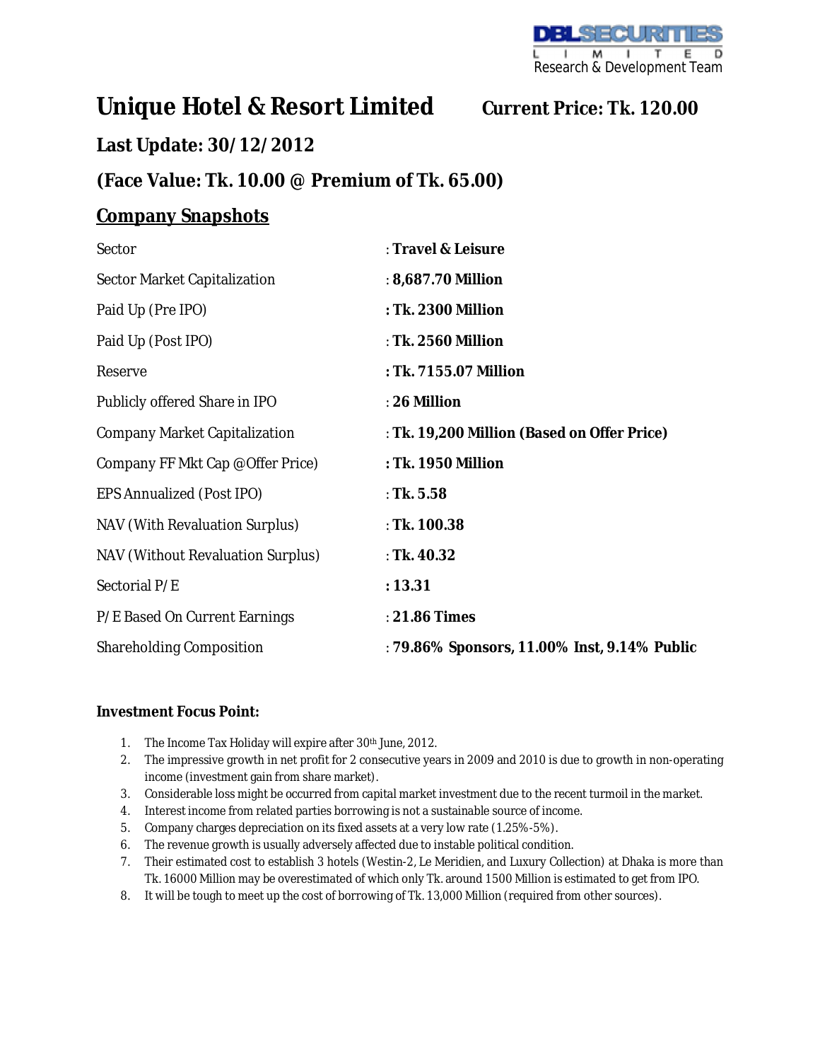DBL SECURITIES LIMITED
Research & Development Team

# Unique Hotel & Resort Limited    Current Price: Tk. 120.00

## Last Update: 30/12/2012

## (Face Value: Tk. 10.00 @ Premium of Tk. 65.00)

## Company Snapshots

| | |
|---|---|
| Sector | : **Travel & Leisure** |
| Sector Market Capitalization | : **8,687.70 Million** |
| Paid Up (Pre IPO) | **: Tk. 2300 Million** |
| Paid Up (Post IPO) | : **Tk. 2560 Million** |
| Reserve | **: Tk. 7155.07 Million** |
| Publicly offered Share in IPO | : **26 Million** |
| Company Market Capitalization | : **Tk. 19,200 Million (Based on Offer Price)** |
| Company FF Mkt Cap @Offer Price) | **: Tk. 1950 Million** |
| EPS Annualized (Post IPO) | : **Tk. 5.58** |
| NAV (With Revaluation Surplus) | : **Tk. 100.38** |
| NAV (Without Revaluation Surplus) | : **Tk. 40.32** |
| Sectorial P/E | **: 13.31** |
| P/E Based On Current Earnings | : **21.86 Times** |
| Shareholding Composition | : **79.86% Sponsors, 11.00% Inst, 9.14% Public** |

**Investment Focus Point:**

1. The Income Tax Holiday will expire after 30th June, 2012.
2. The impressive growth in net profit for 2 consecutive years in 2009 and 2010 is due to growth in non-operating income (investment gain from share market).
3. Considerable loss might be occurred from capital market investment due to the recent turmoil in the market.
4. Interest income from related parties borrowing is not a sustainable source of income.
5. Company charges depreciation on its fixed assets at a very low rate (1.25%-5%).
6. The revenue growth is usually adversely affected due to instable political condition.
7. Their estimated cost to establish 3 hotels (Westin-2, Le Meridien, and Luxury Collection) at Dhaka is more than Tk. 16000 Million may be overestimated of which only Tk. around 1500 Million is estimated to get from IPO.
8. It will be tough to meet up the cost of borrowing of Tk. 13,000 Million (required from other sources).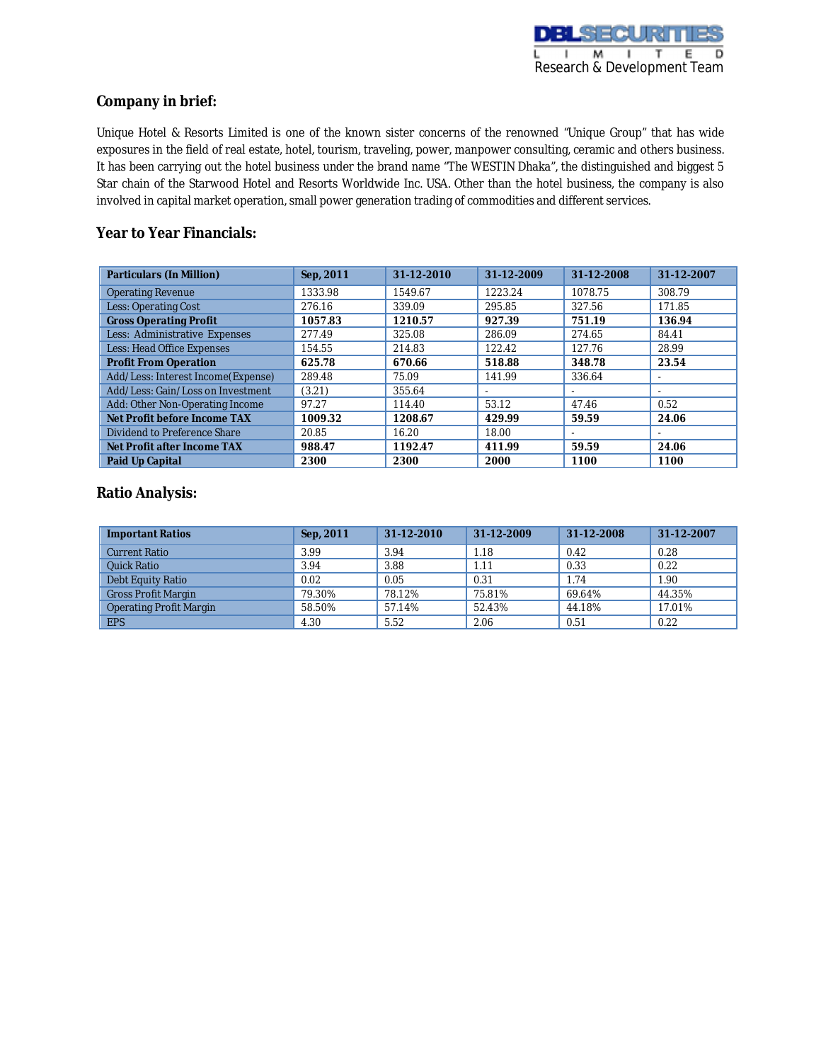## Company in brief:

Unique Hotel & Resorts Limited is one of the known sister concerns of the renowned "Unique Group" that has wide exposures in the field of real estate, hotel, tourism, traveling, power, manpower consulting, ceramic and others business. It has been carrying out the hotel business under the brand name "The WESTIN Dhaka", the distinguished and biggest 5 Star chain of the Starwood Hotel and Resorts Worldwide Inc. USA. Other than the hotel business, the company is also involved in capital market operation, small power generation trading of commodities and different services.

## Year to Year Financials:

| Particulars (In Million) | Sep, 2011 | 31-12-2010 | 31-12-2009 | 31-12-2008 | 31-12-2007 |
|---|---|---|---|---|---|
| Operating Revenue | 1333.98 | 1549.67 | 1223.24 | 1078.75 | 308.79 |
| Less: Operating Cost | 276.16 | 339.09 | 295.85 | 327.56 | 171.85 |
| **Gross Operating Profit** | **1057.83** | **1210.57** | **927.39** | **751.19** | **136.94** |
| Less: Administrative Expenses | 277.49 | 325.08 | 286.09 | 274.65 | 84.41 |
| Less: Head Office Expenses | 154.55 | 214.83 | 122.42 | 127.76 | 28.99 |
| **Profit From Operation** | **625.78** | **670.66** | **518.88** | **348.78** | **23.54** |
| Add/Less: Interest Income(Expense) | 289.48 | 75.09 | 141.99 | 336.64 | - |
| Add/Less: Gain/Loss on Investment | (3.21) | 355.64 | - | - | - |
| Add: Other Non-Operating Income | 97.27 | 114.40 | 53.12 | 47.46 | 0.52 |
| **Net Profit before Income TAX** | **1009.32** | **1208.67** | **429.99** | **59.59** | **24.06** |
| Dividend to Preference Share | 20.85 | 16.20 | 18.00 | - | - |
| **Net Profit after Income TAX** | **988.47** | **1192.47** | **411.99** | **59.59** | **24.06** |
| **Paid Up Capital** | **2300** | **2300** | **2000** | **1100** | **1100** |

## Ratio Analysis:

| Important Ratios | Sep, 2011 | 31-12-2010 | 31-12-2009 | 31-12-2008 | 31-12-2007 |
|---|---|---|---|---|---|
| Current Ratio | 3.99 | 3.94 | 1.18 | 0.42 | 0.28 |
| Quick Ratio | 3.94 | 3.88 | 1.11 | 0.33 | 0.22 |
| Debt Equity Ratio | 0.02 | 0.05 | 0.31 | 1.74 | 1.90 |
| Gross Profit Margin | 79.30% | 78.12% | 75.81% | 69.64% | 44.35% |
| Operating Profit Margin | 58.50% | 57.14% | 52.43% | 44.18% | 17.01% |
| EPS | 4.30 | 5.52 | 2.06 | 0.51 | 0.22 |